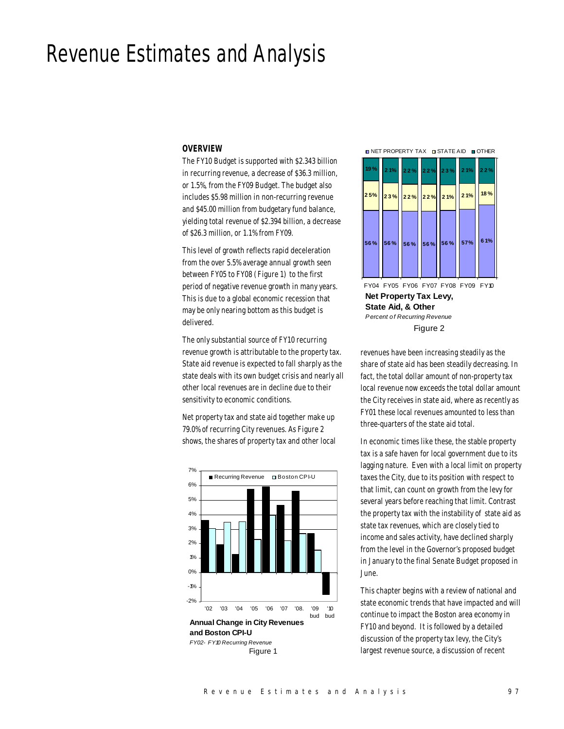# Revenue Estimates and Analysis

### OVERVIEW

The FY10 Budget is supported with $2.343 billion in recurring revenue, a decrease of $36.3 million, or 1.5%, from the FY09 Budget. The budget also includes $5.98 million in non-recurring revenue and $45.00 million from budgetary fund balance, yielding total revenue of $2.394 billion, a decrease of $26.3 million, or 1.1% from FY09.

This level of growth reflects rapid deceleration from the over 5.5% average annual growth seen between FY05 to FY08 (Figure 1) to the first period of negative revenue growth in many years. This is due to a global economic recession that may be only nearing bottom as this budget is delivered.

The only substantial source of FY10 recurring revenue growth is attributable to the property tax. State aid revenue is expected to fall sharply as the state deals with its own budget crisis and nearly all other local revenues are in decline due to their sensitivity to economic conditions.

Net property tax and state aid together make up 79.0% of recurring City revenues. As Figure 2 shows, the shares of property tax and other local revenues have been increasing steadily as the share of state aid has been steadily decreasing. In fact, the total dollar amount of non-property tax local revenue now exceeds the total dollar amount the City receives in state aid, where as recently as FY01 these local revenues amounted to less than three-quarters of the state aid total.

**Annual Change in City Revenues and Boston CPI-U**
*FY02- FY10 Recurring Revenue*
Figure 1

**Net Property Tax Levy, State Aid, & Other**
*Percent of Recurring Revenue*

| | FY04 | FY05 | FY06 | FY07 | FY08 | FY09 | FY10 |
|---|---|---|---|---|---|---|---|
| Other | 19% | 21% | 22% | 22% | 23% | 21% | 22% |
| State Aid | 25% | 23% | 22% | 22% | 21% | 21% | 18% |
| Net Property Tax | 56% | 56% | 56% | 56% | 56% | 57% | 61% |

Figure 2

In economic times like these, the stable property tax is a safe haven for local government due to its lagging nature. Even with a local limit on property taxes the City, due to its position with respect to that limit, can count on growth from the levy for several years before reaching that limit. Contrast the property tax with the instability of state aid as state tax revenues, which are closely tied to income and sales activity, have declined sharply from the level in the Governor's proposed budget in January to the final Senate Budget proposed in June.

This chapter begins with a review of national and state economic trends that have impacted and will continue to impact the Boston area economy in FY10 and beyond. It is followed by a detailed discussion of the property tax levy, the City's largest revenue source, a discussion of recent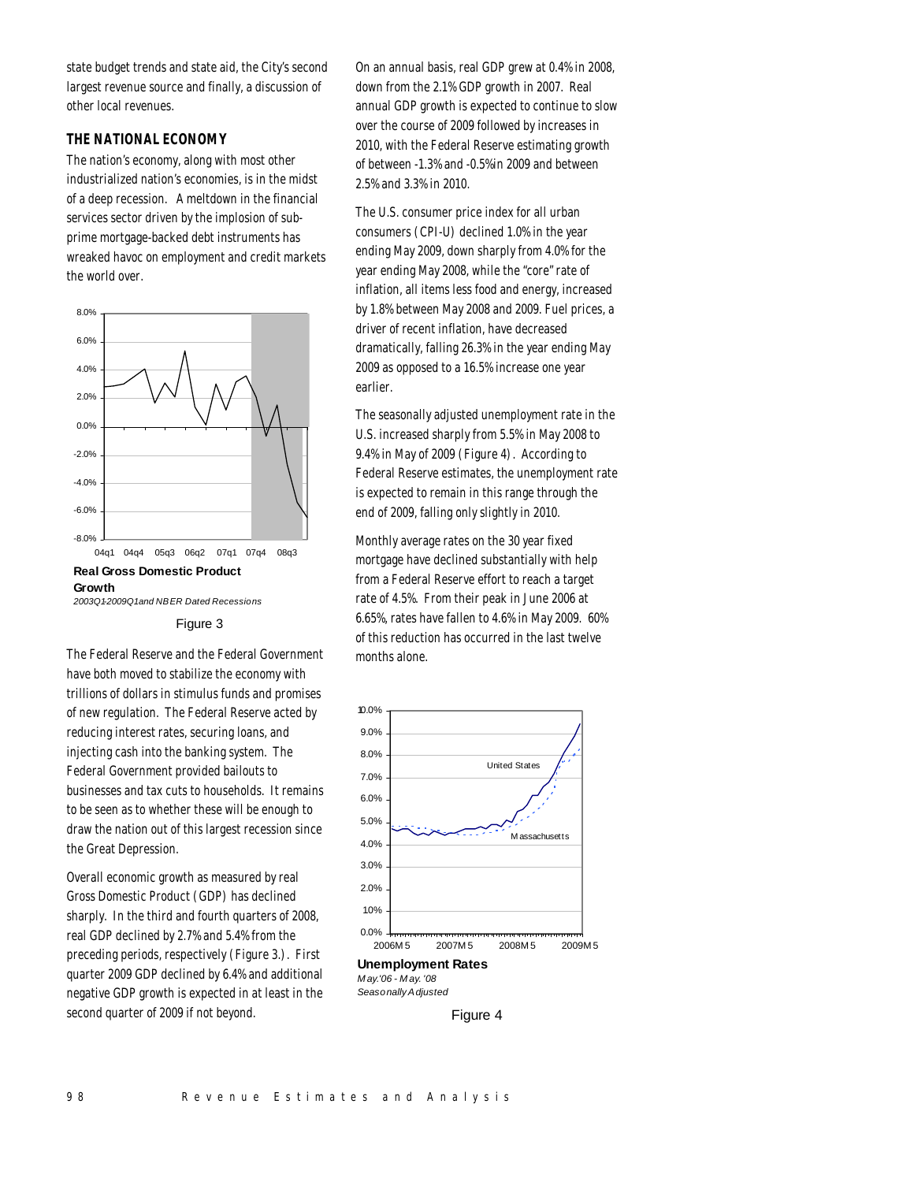state budget trends and state aid, the City's second largest revenue source and finally, a discussion of other local revenues.

### THE NATIONAL ECONOMY

The nation's economy, along with most other industrialized nation's economies, is in the midst of a deep recession. A meltdown in the financial services sector driven by the implosion of sub-prime mortgage-backed debt instruments has wreaked havoc on employment and credit markets the world over.

**Real Gross Domestic Product Growth**
*2003Q1-2009Q1 and NBER Dated Recessions*

Figure 3

The Federal Reserve and the Federal Government have both moved to stabilize the economy with trillions of dollars in stimulus funds and promises of new regulation. The Federal Reserve acted by reducing interest rates, securing loans, and injecting cash into the banking system. The Federal Government provided bailouts to businesses and tax cuts to households. It remains to be seen as to whether these will be enough to draw the nation out of this largest recession since the Great Depression.

Overall economic growth as measured by real Gross Domestic Product (GDP) has declined sharply. In the third and fourth quarters of 2008, real GDP declined by 2.7% and 5.4% from the preceding periods, respectively (Figure 3.). First quarter 2009 GDP declined by 6.4% and additional negative GDP growth is expected in at least in the second quarter of 2009 if not beyond.

On an annual basis, real GDP grew at 0.4% in 2008, down from the 2.1% GDP growth in 2007. Real annual GDP growth is expected to continue to slow over the course of 2009 followed by increases in 2010, with the Federal Reserve estimating growth of between -1.3% and -0.5% in 2009 and between 2.5% and 3.3% in 2010.

The U.S. consumer price index for all urban consumers (CPI-U) declined 1.0% in the year ending May 2009, down sharply from 4.0% for the year ending May 2008, while the "core" rate of inflation, all items less food and energy, increased by 1.8% between May 2008 and 2009. Fuel prices, a driver of recent inflation, have decreased dramatically, falling 26.3% in the year ending May 2009 as opposed to a 16.5% increase one year earlier.

The seasonally adjusted unemployment rate in the U.S. increased sharply from 5.5% in May 2008 to 9.4% in May of 2009 (Figure 4). According to Federal Reserve estimates, the unemployment rate is expected to remain in this range through the end of 2009, falling only slightly in 2010.

Monthly average rates on the 30 year fixed mortgage have declined substantially with help from a Federal Reserve effort to reach a target rate of 4.5%. From their peak in June 2006 at 6.65%, rates have fallen to 4.6% in May 2009. 60% of this reduction has occurred in the last twelve months alone.

**Unemployment Rates**
*May.'06 - May.'08*
*Seasonally Adjusted*

Figure 4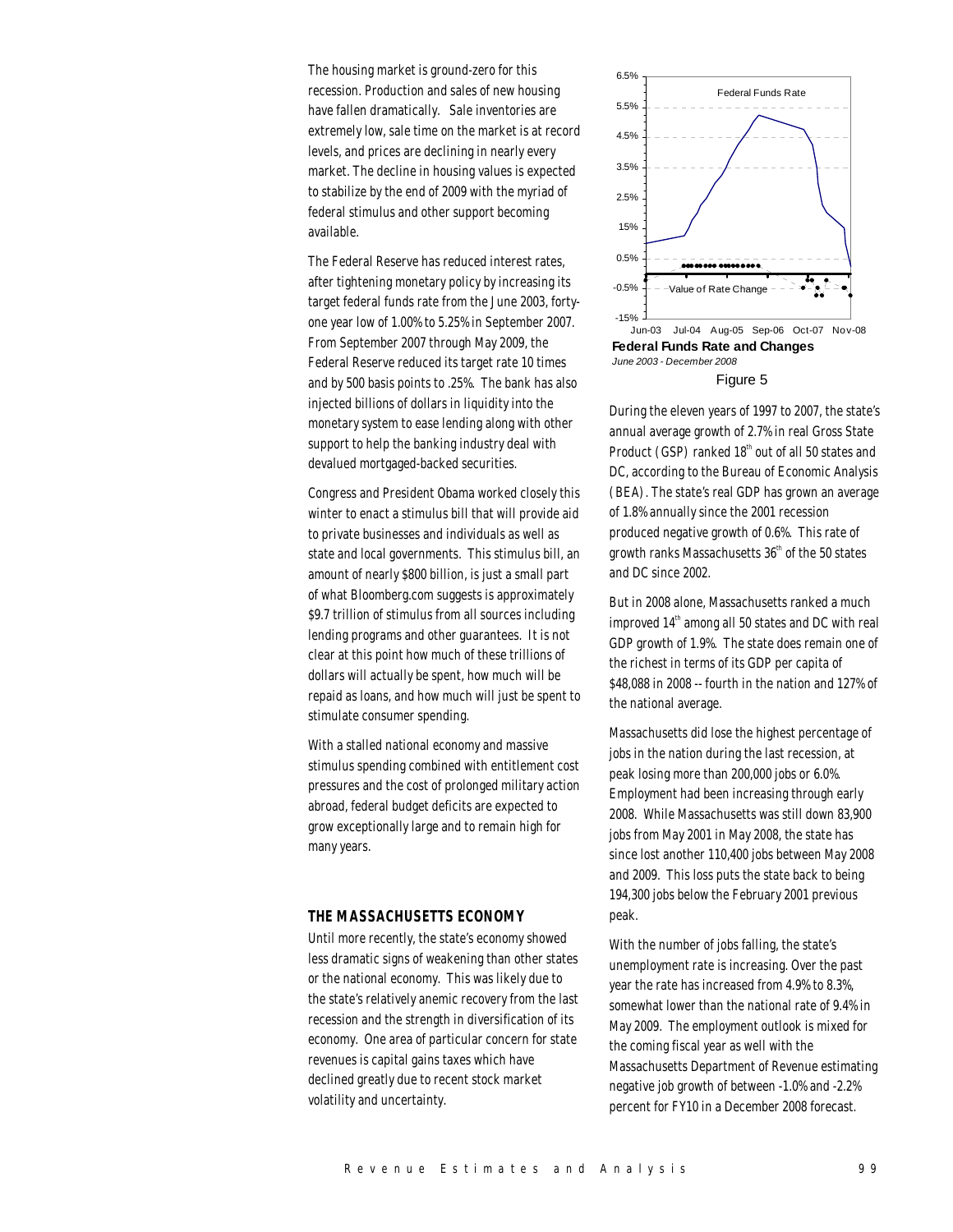The housing market is ground-zero for this recession. Production and sales of new housing have fallen dramatically. Sale inventories are extremely low, sale time on the market is at record levels, and prices are declining in nearly every market. The decline in housing values is expected to stabilize by the end of 2009 with the myriad of federal stimulus and other support becoming available.

The Federal Reserve has reduced interest rates, after tightening monetary policy by increasing its target federal funds rate from the June 2003, forty-one year low of 1.00% to 5.25% in September 2007. From September 2007 through May 2009, the Federal Reserve reduced its target rate 10 times and by 500 basis points to .25%. The bank has also injected billions of dollars in liquidity into the monetary system to ease lending along with other support to help the banking industry deal with devalued mortgaged-backed securities.

Congress and President Obama worked closely this winter to enact a stimulus bill that will provide aid to private businesses and individuals as well as state and local governments. This stimulus bill, an amount of nearly $800 billion, is just a small part of what Bloomberg.com suggests is approximately $9.7 trillion of stimulus from all sources including lending programs and other guarantees. It is not clear at this point how much of these trillions of dollars will actually be spent, how much will be repaid as loans, and how much will just be spent to stimulate consumer spending.

With a stalled national economy and massive stimulus spending combined with entitlement cost pressures and the cost of prolonged military action abroad, federal budget deficits are expected to grow exceptionally large and to remain high for many years.

**Federal Funds Rate and Changes**
*June 2003 - December 2008*

Figure 5

## THE MASSACHUSETTS ECONOMY

Until more recently, the state's economy showed less dramatic signs of weakening than other states or the national economy. This was likely due to the state's relatively anemic recovery from the last recession and the strength in diversification of its economy. One area of particular concern for state revenues is capital gains taxes which have declined greatly due to recent stock market volatility and uncertainty.

During the eleven years of 1997 to 2007, the state's annual average growth of 2.7% in real Gross State Product (GSP) ranked 18th out of all 50 states and DC, according to the Bureau of Economic Analysis (BEA). The state's real GDP has grown an average of 1.8% annually since the 2001 recession produced negative growth of 0.6%. This rate of growth ranks Massachusetts 36th of the 50 states and DC since 2002.

But in 2008 alone, Massachusetts ranked a much improved 14th among all 50 states and DC with real GDP growth of 1.9%. The state does remain one of the richest in terms of its GDP per capita of $48,088 in 2008 -- fourth in the nation and 127% of the national average.

Massachusetts did lose the highest percentage of jobs in the nation during the last recession, at peak losing more than 200,000 jobs or 6.0%. Employment had been increasing through early 2008. While Massachusetts was still down 83,900 jobs from May 2001 in May 2008, the state has since lost another 110,400 jobs between May 2008 and 2009. This loss puts the state back to being 194,300 jobs below the February 2001 previous peak.

With the number of jobs falling, the state's unemployment rate is increasing. Over the past year the rate has increased from 4.9% to 8.3%, somewhat lower than the national rate of 9.4% in May 2009. The employment outlook is mixed for the coming fiscal year as well with the Massachusetts Department of Revenue estimating negative job growth of between -1.0% and -2.2% percent for FY10 in a December 2008 forecast.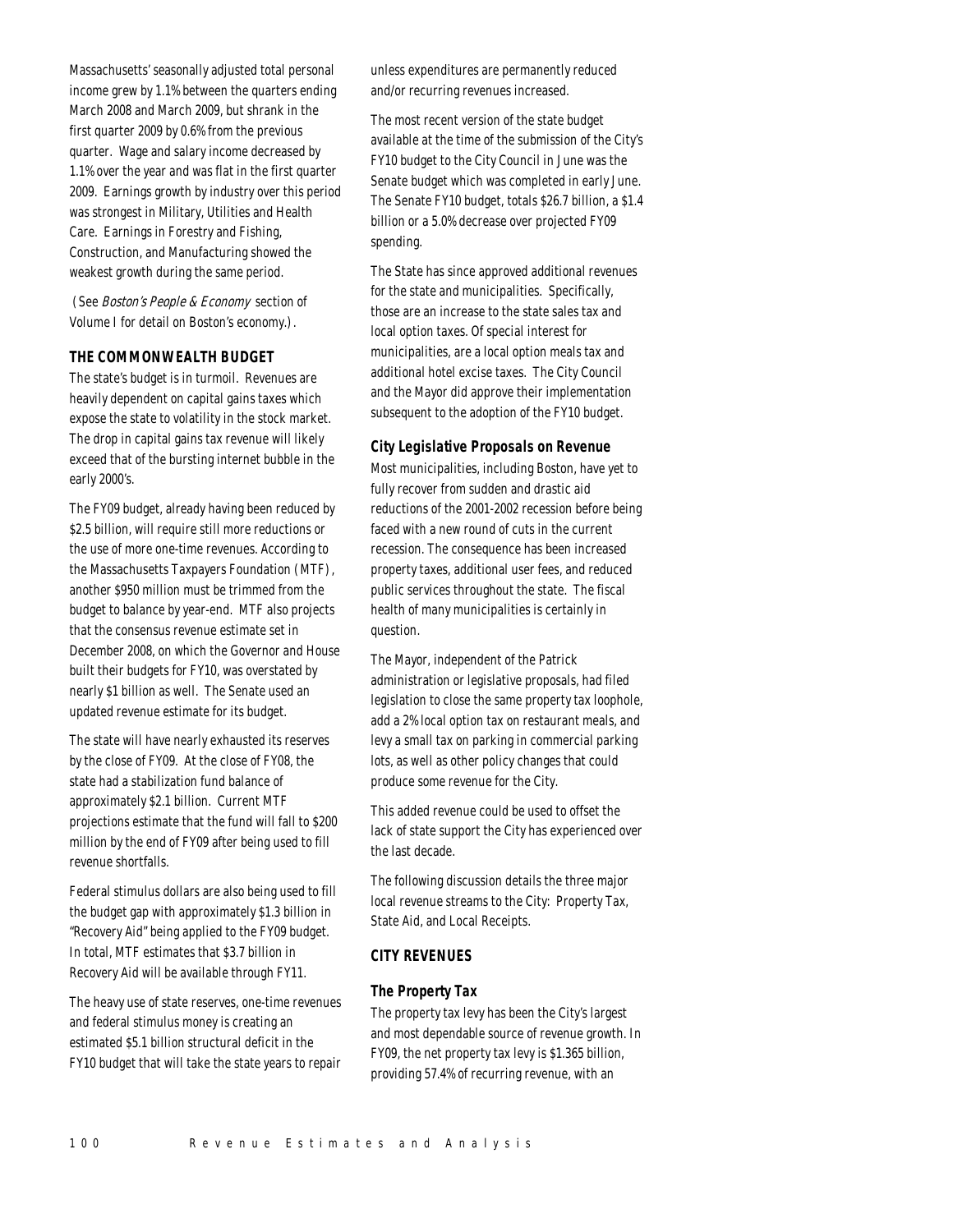Massachusetts' seasonally adjusted total personal income grew by 1.1% between the quarters ending March 2008 and March 2009, but shrank in the first quarter 2009 by 0.6% from the previous quarter. Wage and salary income decreased by 1.1% over the year and was flat in the first quarter 2009. Earnings growth by industry over this period was strongest in Military, Utilities and Health Care. Earnings in Forestry and Fishing, Construction, and Manufacturing showed the weakest growth during the same period.

(See *Boston's People & Economy* section of Volume I for detail on Boston's economy.).

### THE COMMONWEALTH BUDGET

The state's budget is in turmoil. Revenues are heavily dependent on capital gains taxes which expose the state to volatility in the stock market. The drop in capital gains tax revenue will likely exceed that of the bursting internet bubble in the early 2000's.

The FY09 budget, already having been reduced by $2.5 billion, will require still more reductions or the use of more one-time revenues. According to the Massachusetts Taxpayers Foundation (MTF), another $950 million must be trimmed from the budget to balance by year-end. MTF also projects that the consensus revenue estimate set in December 2008, on which the Governor and House built their budgets for FY10, was overstated by nearly $1 billion as well. The Senate used an updated revenue estimate for its budget.

The state will have nearly exhausted its reserves by the close of FY09. At the close of FY08, the state had a stabilization fund balance of approximately $2.1 billion. Current MTF projections estimate that the fund will fall to $200 million by the end of FY09 after being used to fill revenue shortfalls.

Federal stimulus dollars are also being used to fill the budget gap with approximately $1.3 billion in "Recovery Aid" being applied to the FY09 budget. In total, MTF estimates that $3.7 billion in Recovery Aid will be available through FY11.

The heavy use of state reserves, one-time revenues and federal stimulus money is creating an estimated $5.1 billion structural deficit in the FY10 budget that will take the state years to repair unless expenditures are permanently reduced and/or recurring revenues increased.

The most recent version of the state budget available at the time of the submission of the City's FY10 budget to the City Council in June was the Senate budget which was completed in early June. The Senate FY10 budget, totals $26.7 billion, a $1.4 billion or a 5.0% decrease over projected FY09 spending.

The State has since approved additional revenues for the state and municipalities. Specifically, those are an increase to the state sales tax and local option taxes. Of special interest for municipalities, are a local option meals tax and additional hotel excise taxes. The City Council and the Mayor did approve their implementation subsequent to the adoption of the FY10 budget.

#### City Legislative Proposals on Revenue

Most municipalities, including Boston, have yet to fully recover from sudden and drastic aid reductions of the 2001-2002 recession before being faced with a new round of cuts in the current recession. The consequence has been increased property taxes, additional user fees, and reduced public services throughout the state. The fiscal health of many municipalities is certainly in question.

The Mayor, independent of the Patrick administration or legislative proposals, had filed legislation to close the same property tax loophole, add a 2% local option tax on restaurant meals, and levy a small tax on parking in commercial parking lots, as well as other policy changes that could produce some revenue for the City.

This added revenue could be used to offset the lack of state support the City has experienced over the last decade.

The following discussion details the three major local revenue streams to the City: Property Tax, State Aid, and Local Receipts.

### CITY REVENUES

#### The Property Tax

The property tax levy has been the City's largest and most dependable source of revenue growth. In FY09, the net property tax levy is $1.365 billion, providing 57.4% of recurring revenue, with an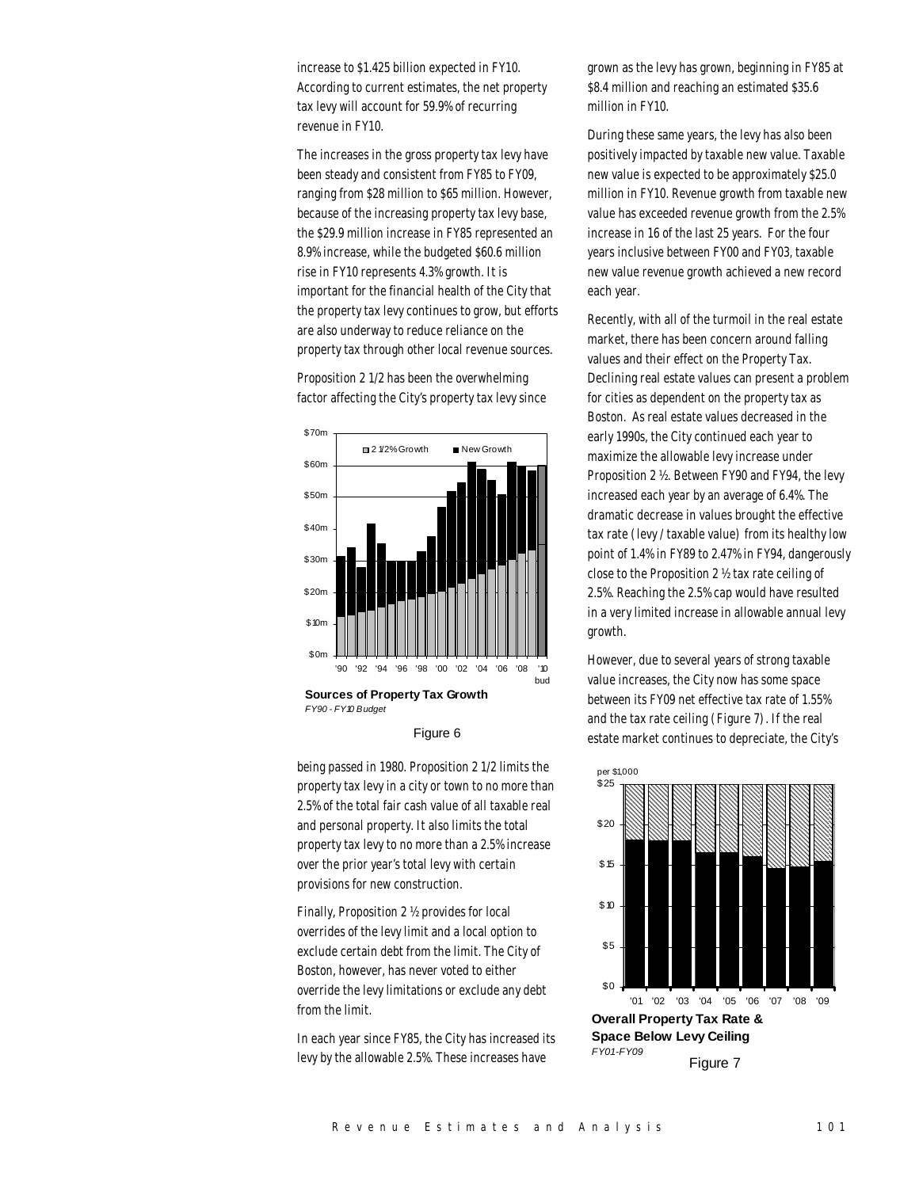increase to $1.425 billion expected in FY10. According to current estimates, the net property tax levy will account for 59.9% of recurring revenue in FY10.

The increases in the gross property tax levy have been steady and consistent from FY85 to FY09, ranging from $28 million to $65 million. However, because of the increasing property tax levy base, the $29.9 million increase in FY85 represented an 8.9% increase, while the budgeted $60.6 million rise in FY10 represents 4.3% growth. It is important for the financial health of the City that the property tax levy continues to grow, but efforts are also underway to reduce reliance on the property tax through other local revenue sources.

Proposition 2 1/2 has been the overwhelming factor affecting the City's property tax levy since being passed in 1980. Proposition 2 1/2 limits the property tax levy in a city or town to no more than 2.5% of the total fair cash value of all taxable real and personal property. It also limits the total property tax levy to no more than a 2.5% increase over the prior year's total levy with certain provisions for new construction.

**Sources of Property Tax Growth**
*FY90 - FY10 Budget*

Figure 6

Finally, Proposition 2 ½ provides for local overrides of the levy limit and a local option to exclude certain debt from the limit. The City of Boston, however, has never voted to either override the levy limitations or exclude any debt from the limit.

In each year since FY85, the City has increased its levy by the allowable 2.5%. These increases have grown as the levy has grown, beginning in FY85 at $8.4 million and reaching an estimated $35.6 million in FY10.

During these same years, the levy has also been positively impacted by taxable new value. Taxable new value is expected to be approximately $25.0 million in FY10. Revenue growth from taxable new value has exceeded revenue growth from the 2.5% increase in 16 of the last 25 years. For the four years inclusive between FY00 and FY03, taxable new value revenue growth achieved a new record each year.

Recently, with all of the turmoil in the real estate market, there has been concern around falling values and their effect on the Property Tax. Declining real estate values can present a problem for cities as dependent on the property tax as Boston. As real estate values decreased in the early 1990s, the City continued each year to maximize the allowable levy increase under Proposition 2 ½. Between FY90 and FY94, the levy increased each year by an average of 6.4%. The dramatic decrease in values brought the effective tax rate (levy / taxable value) from its healthy low point of 1.4% in FY89 to 2.47% in FY94, dangerously close to the Proposition 2 ½ tax rate ceiling of 2.5%. Reaching the 2.5% cap would have resulted in a very limited increase in allowable annual levy growth.

However, due to several years of strong taxable value increases, the City now has some space between its FY09 net effective tax rate of 1.55% and the tax rate ceiling (Figure 7). If the real estate market continues to depreciate, the City's

**Overall Property Tax Rate & Space Below Levy Ceiling**
*FY01-FY09*

Figure 7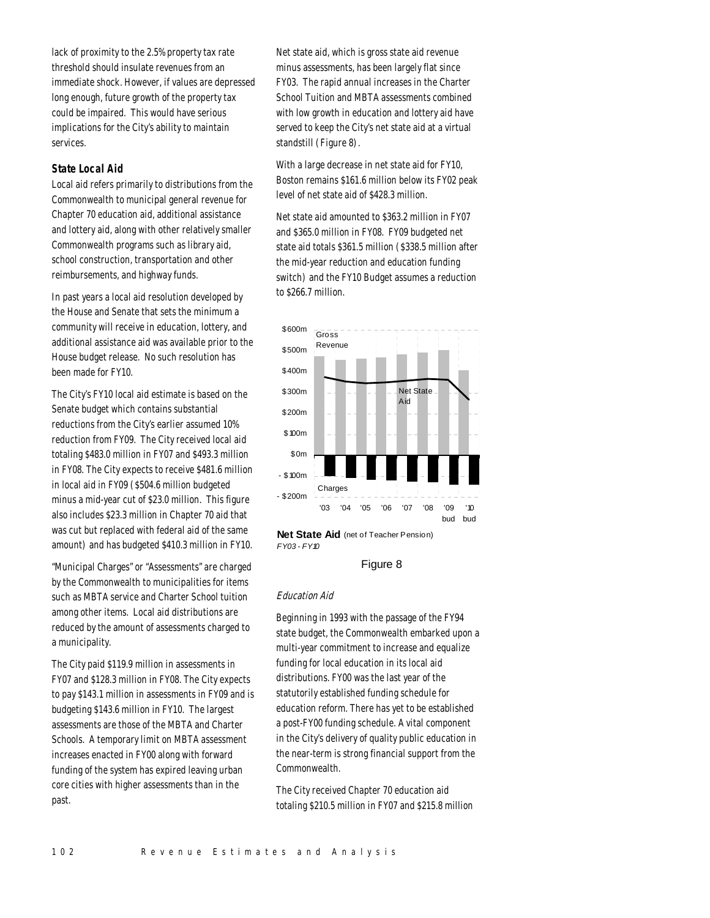lack of proximity to the 2.5% property tax rate threshold should insulate revenues from an immediate shock. However, if values are depressed long enough, future growth of the property tax could be impaired. This would have serious implications for the City's ability to maintain services.

### *State Local Aid*

Local aid refers primarily to distributions from the Commonwealth to municipal general revenue for Chapter 70 education aid, additional assistance and lottery aid, along with other relatively smaller Commonwealth programs such as library aid, school construction, transportation and other reimbursements, and highway funds.

In past years a local aid resolution developed by the House and Senate that sets the minimum a community will receive in education, lottery, and additional assistance aid was available prior to the House budget release. No such resolution has been made for FY10.

The City's FY10 local aid estimate is based on the Senate budget which contains substantial reductions from the City's earlier assumed 10% reduction from FY09. The City received local aid totaling $483.0 million in FY07 and $493.3 million in FY08. The City expects to receive $481.6 million in local aid in FY09 ($504.6 million budgeted minus a mid-year cut of $23.0 million. This figure also includes $23.3 million in Chapter 70 aid that was cut but replaced with federal aid of the same amount) and has budgeted $410.3 million in FY10.

"Municipal Charges" or "Assessments" are charged by the Commonwealth to municipalities for items such as MBTA service and Charter School tuition among other items. Local aid distributions are reduced by the amount of assessments charged to a municipality.

The City paid $119.9 million in assessments in FY07 and $128.3 million in FY08. The City expects to pay $143.1 million in assessments in FY09 and is budgeting $143.6 million in FY10. The largest assessments are those of the MBTA and Charter Schools. A temporary limit on MBTA assessment increases enacted in FY00 along with forward funding of the system has expired leaving urban core cities with higher assessments than in the past.

Net state aid, which is gross state aid revenue minus assessments, has been largely flat since FY03. The rapid annual increases in the Charter School Tuition and MBTA assessments combined with low growth in education and lottery aid have served to keep the City's net state aid at a virtual standstill (Figure 8).

With a large decrease in net state aid for FY10, Boston remains $161.6 million below its FY02 peak level of net state aid of $428.3 million.

Net state aid amounted to $363.2 million in FY07 and $365.0 million in FY08. FY09 budgeted net state aid totals $361.5 million ($338.5 million after the mid-year reduction and education funding switch) and the FY10 Budget assumes a reduction to $266.7 million.

**Net State Aid** (net of Teacher Pension)
*FY03 - FY10*

Figure 8

#### *Education Aid*

Beginning in 1993 with the passage of the FY94 state budget, the Commonwealth embarked upon a multi-year commitment to increase and equalize funding for local education in its local aid distributions. FY00 was the last year of the statutorily established funding schedule for education reform. There has yet to be established a post-FY00 funding schedule. A vital component in the City's delivery of quality public education in the near-term is strong financial support from the Commonwealth.

The City received Chapter 70 education aid totaling $210.5 million in FY07 and $215.8 million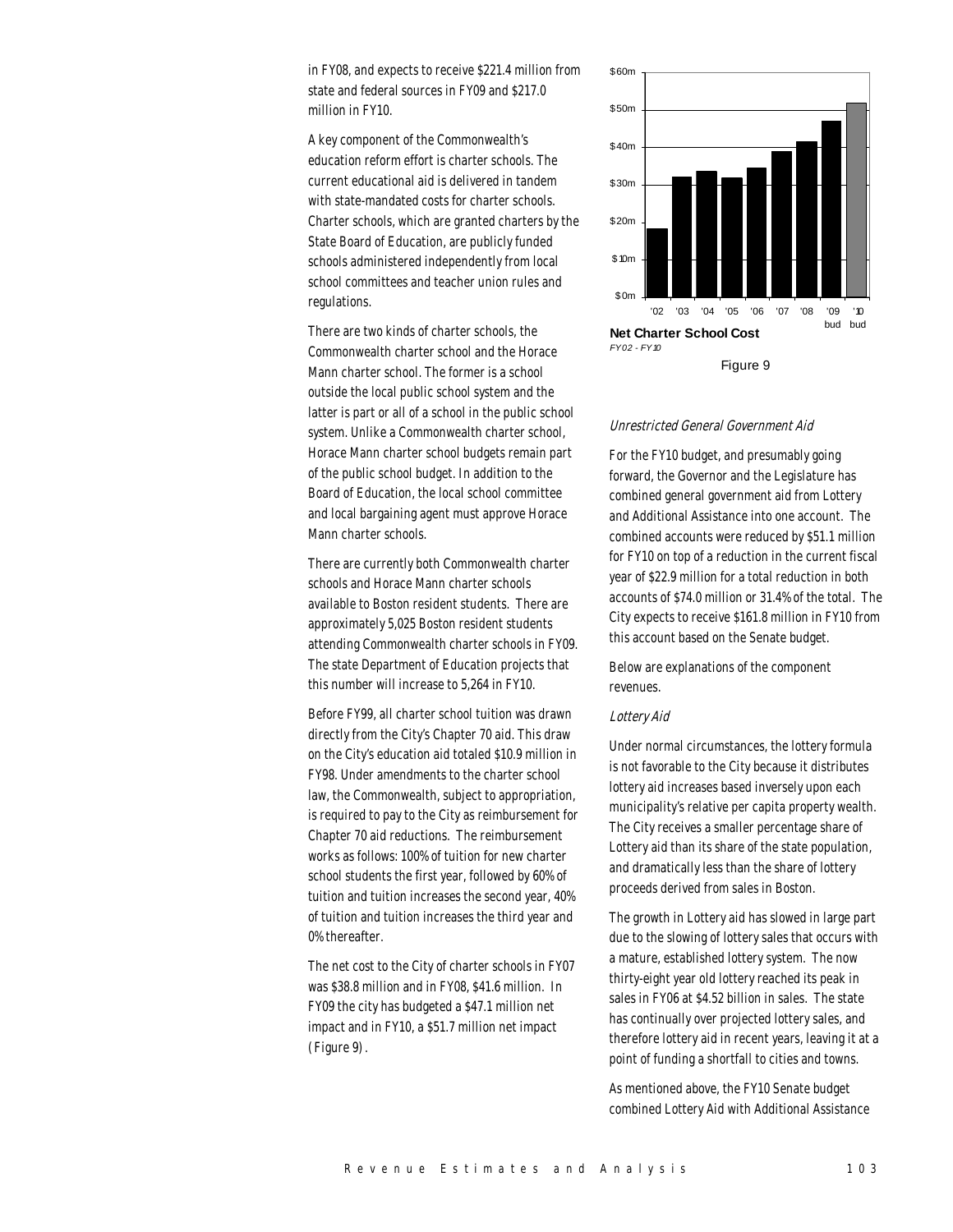in FY08, and expects to receive $221.4 million from state and federal sources in FY09 and $217.0 million in FY10.

A key component of the Commonwealth's education reform effort is charter schools. The current educational aid is delivered in tandem with state-mandated costs for charter schools. Charter schools, which are granted charters by the State Board of Education, are publicly funded schools administered independently from local school committees and teacher union rules and regulations.

There are two kinds of charter schools, the Commonwealth charter school and the Horace Mann charter school. The former is a school outside the local public school system and the latter is part or all of a school in the public school system. Unlike a Commonwealth charter school, Horace Mann charter school budgets remain part of the public school budget. In addition to the Board of Education, the local school committee and local bargaining agent must approve Horace Mann charter schools.

There are currently both Commonwealth charter schools and Horace Mann charter schools available to Boston resident students. There are approximately 5,025 Boston resident students attending Commonwealth charter schools in FY09. The state Department of Education projects that this number will increase to 5,264 in FY10.

Before FY99, all charter school tuition was drawn directly from the City's Chapter 70 aid. This draw on the City's education aid totaled $10.9 million in FY98. Under amendments to the charter school law, the Commonwealth, subject to appropriation, is required to pay to the City as reimbursement for Chapter 70 aid reductions. The reimbursement works as follows: 100% of tuition for new charter school students the first year, followed by 60% of tuition and tuition increases the second year, 40% of tuition and tuition increases the third year and 0% thereafter.

The net cost to the City of charter schools in FY07 was $38.8 million and in FY08, $41.6 million. In FY09 the city has budgeted a $47.1 million net impact and in FY10, a $51.7 million net impact (Figure 9).

**Net Charter School Cost**
*FY02 - FY10*

Figure 9

#### *Unrestricted General Government Aid*

For the FY10 budget, and presumably going forward, the Governor and the Legislature has combined general government aid from Lottery and Additional Assistance into one account. The combined accounts were reduced by $51.1 million for FY10 on top of a reduction in the current fiscal year of $22.9 million for a total reduction in both accounts of $74.0 million or 31.4% of the total. The City expects to receive $161.8 million in FY10 from this account based on the Senate budget.

Below are explanations of the component revenues.

#### *Lottery Aid*

Under normal circumstances, the lottery formula is not favorable to the City because it distributes lottery aid increases based inversely upon each municipality's relative per capita property wealth. The City receives a smaller percentage share of Lottery aid than its share of the state population, and dramatically less than the share of lottery proceeds derived from sales in Boston.

The growth in Lottery aid has slowed in large part due to the slowing of lottery sales that occurs with a mature, established lottery system. The now thirty-eight year old lottery reached its peak in sales in FY06 at $4.52 billion in sales. The state has continually over projected lottery sales, and therefore lottery aid in recent years, leaving it at a point of funding a shortfall to cities and towns.

As mentioned above, the FY10 Senate budget combined Lottery Aid with Additional Assistance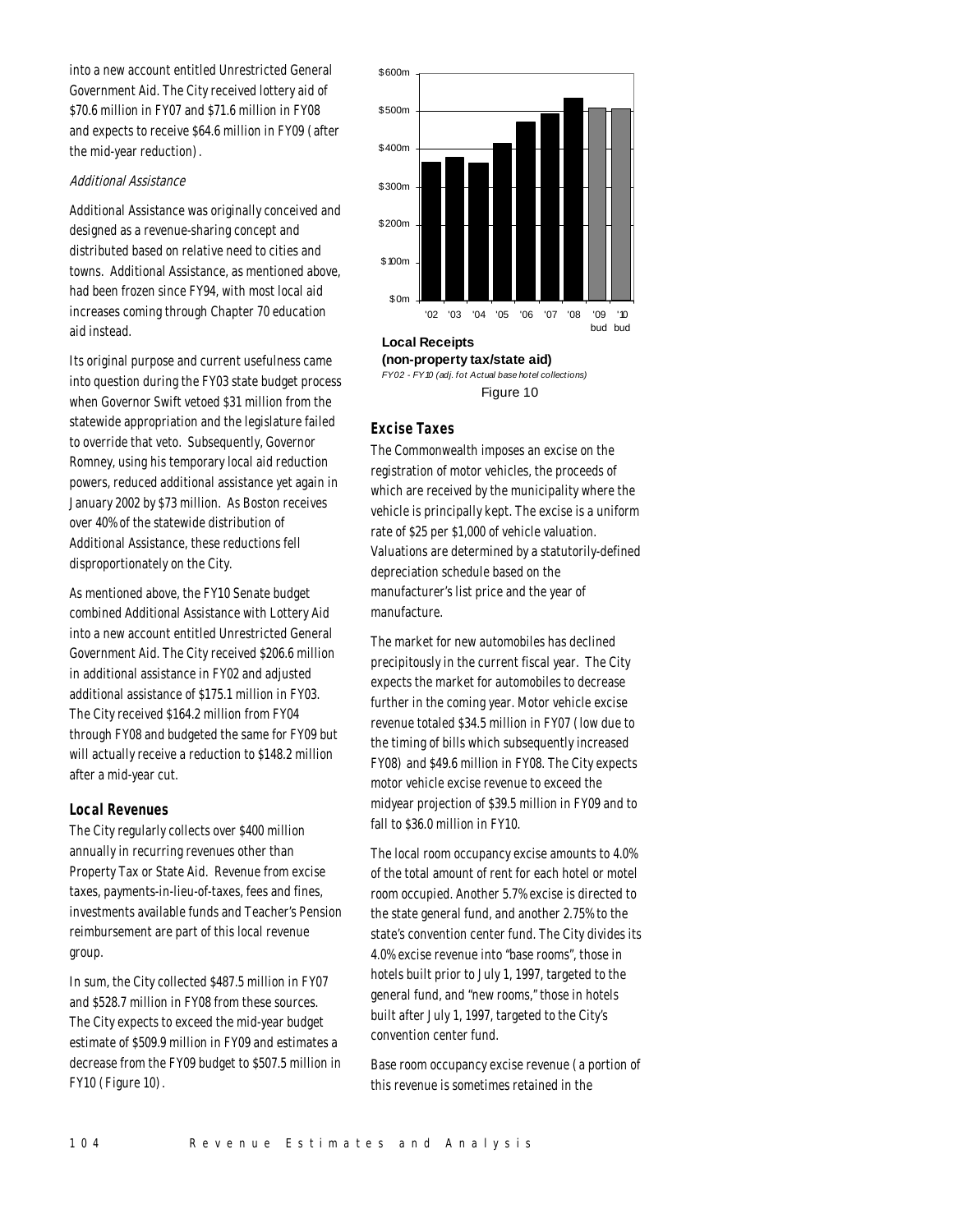into a new account entitled Unrestricted General Government Aid. The City received lottery aid of $70.6 million in FY07 and $71.6 million in FY08 and expects to receive $64.6 million in FY09 (after the mid-year reduction).

*Additional Assistance*

Additional Assistance was originally conceived and designed as a revenue-sharing concept and distributed based on relative need to cities and towns. Additional Assistance, as mentioned above, had been frozen since FY94, with most local aid increases coming through Chapter 70 education aid instead.

Its original purpose and current usefulness came into question during the FY03 state budget process when Governor Swift vetoed $31 million from the statewide appropriation and the legislature failed to override that veto. Subsequently, Governor Romney, using his temporary local aid reduction powers, reduced additional assistance yet again in January 2002 by $73 million. As Boston receives over 40% of the statewide distribution of Additional Assistance, these reductions fell disproportionately on the City.

As mentioned above, the FY10 Senate budget combined Additional Assistance with Lottery Aid into a new account entitled Unrestricted General Government Aid. The City received $206.6 million in additional assistance in FY02 and adjusted additional assistance of $175.1 million in FY03. The City received $164.2 million from FY04 through FY08 and budgeted the same for FY09 but will actually receive a reduction to $148.2 million after a mid-year cut.

### Local Revenues

The City regularly collects over $400 million annually in recurring revenues other than Property Tax or State Aid. Revenue from excise taxes, payments-in-lieu-of-taxes, fees and fines, investments available funds and Teacher's Pension reimbursement are part of this local revenue group.

In sum, the City collected $487.5 million in FY07 and $528.7 million in FY08 from these sources. The City expects to exceed the mid-year budget estimate of $509.9 million in FY09 and estimates a decrease from the FY09 budget to $507.5 million in FY10 (Figure 10).

**Local Receipts**
**(non-property tax/state aid)**
*FY02 - FY10 (adj. fot Actual base hotel collections)*

Figure 10

### Excise Taxes

The Commonwealth imposes an excise on the registration of motor vehicles, the proceeds of which are received by the municipality where the vehicle is principally kept. The excise is a uniform rate of $25 per $1,000 of vehicle valuation. Valuations are determined by a statutorily-defined depreciation schedule based on the manufacturer's list price and the year of manufacture.

The market for new automobiles has declined precipitously in the current fiscal year. The City expects the market for automobiles to decrease further in the coming year. Motor vehicle excise revenue totaled $34.5 million in FY07 (low due to the timing of bills which subsequently increased FY08) and $49.6 million in FY08. The City expects motor vehicle excise revenue to exceed the midyear projection of $39.5 million in FY09 and to fall to $36.0 million in FY10.

The local room occupancy excise amounts to 4.0% of the total amount of rent for each hotel or motel room occupied. Another 5.7% excise is directed to the state general fund, and another 2.75% to the state's convention center fund. The City divides its 4.0% excise revenue into "base rooms", those in hotels built prior to July 1, 1997, targeted to the general fund, and "new rooms," those in hotels built after July 1, 1997, targeted to the City's convention center fund.

Base room occupancy excise revenue (a portion of this revenue is sometimes retained in the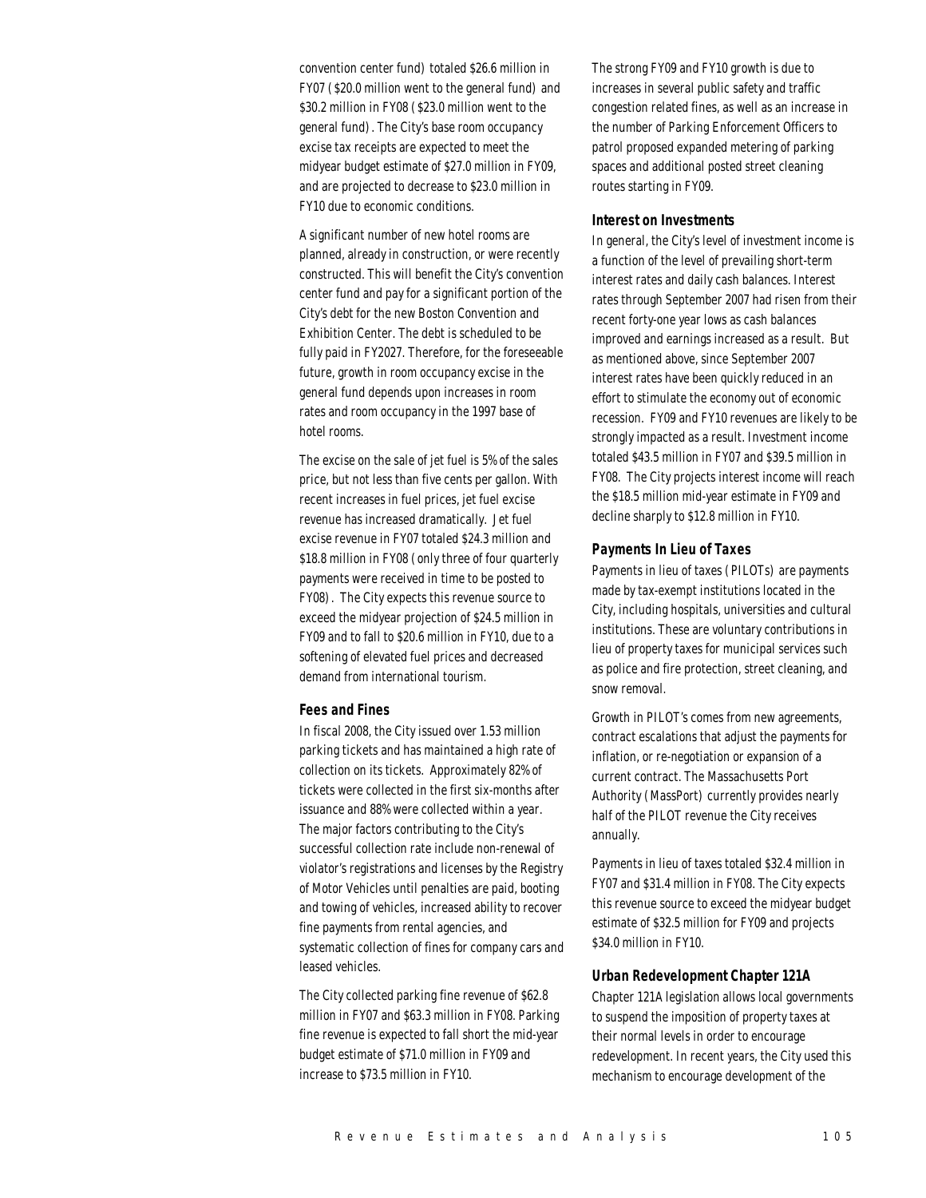convention center fund) totaled $26.6 million in FY07 ($20.0 million went to the general fund) and $30.2 million in FY08 ($23.0 million went to the general fund). The City's base room occupancy excise tax receipts are expected to meet the midyear budget estimate of $27.0 million in FY09, and are projected to decrease to $23.0 million in FY10 due to economic conditions.

A significant number of new hotel rooms are planned, already in construction, or were recently constructed. This will benefit the City's convention center fund and pay for a significant portion of the City's debt for the new Boston Convention and Exhibition Center. The debt is scheduled to be fully paid in FY2027. Therefore, for the foreseeable future, growth in room occupancy excise in the general fund depends upon increases in room rates and room occupancy in the 1997 base of hotel rooms.

The excise on the sale of jet fuel is 5% of the sales price, but not less than five cents per gallon. With recent increases in fuel prices, jet fuel excise revenue has increased dramatically. Jet fuel excise revenue in FY07 totaled $24.3 million and $18.8 million in FY08 (only three of four quarterly payments were received in time to be posted to FY08). The City expects this revenue source to exceed the midyear projection of $24.5 million in FY09 and to fall to $20.6 million in FY10, due to a softening of elevated fuel prices and decreased demand from international tourism.

### Fees and Fines

In fiscal 2008, the City issued over 1.53 million parking tickets and has maintained a high rate of collection on its tickets. Approximately 82% of tickets were collected in the first six-months after issuance and 88% were collected within a year. The major factors contributing to the City's successful collection rate include non-renewal of violator's registrations and licenses by the Registry of Motor Vehicles until penalties are paid, booting and towing of vehicles, increased ability to recover fine payments from rental agencies, and systematic collection of fines for company cars and leased vehicles.

The City collected parking fine revenue of $62.8 million in FY07 and $63.3 million in FY08. Parking fine revenue is expected to fall short the mid-year budget estimate of $71.0 million in FY09 and increase to $73.5 million in FY10.

The strong FY09 and FY10 growth is due to increases in several public safety and traffic congestion related fines, as well as an increase in the number of Parking Enforcement Officers to patrol proposed expanded metering of parking spaces and additional posted street cleaning routes starting in FY09.

### Interest on Investments

In general, the City's level of investment income is a function of the level of prevailing short-term interest rates and daily cash balances. Interest rates through September 2007 had risen from their recent forty-one year lows as cash balances improved and earnings increased as a result. But as mentioned above, since September 2007 interest rates have been quickly reduced in an effort to stimulate the economy out of economic recession. FY09 and FY10 revenues are likely to be strongly impacted as a result. Investment income totaled $43.5 million in FY07 and $39.5 million in FY08. The City projects interest income will reach the $18.5 million mid-year estimate in FY09 and decline sharply to $12.8 million in FY10.

### Payments In Lieu of Taxes

Payments in lieu of taxes (PILOTs) are payments made by tax-exempt institutions located in the City, including hospitals, universities and cultural institutions. These are voluntary contributions in lieu of property taxes for municipal services such as police and fire protection, street cleaning, and snow removal.

Growth in PILOT's comes from new agreements, contract escalations that adjust the payments for inflation, or re-negotiation or expansion of a current contract. The Massachusetts Port Authority (MassPort) currently provides nearly half of the PILOT revenue the City receives annually.

Payments in lieu of taxes totaled $32.4 million in FY07 and $31.4 million in FY08. The City expects this revenue source to exceed the midyear budget estimate of $32.5 million for FY09 and projects $34.0 million in FY10.

### Urban Redevelopment Chapter 121A

Chapter 121A legislation allows local governments to suspend the imposition of property taxes at their normal levels in order to encourage redevelopment. In recent years, the City used this mechanism to encourage development of the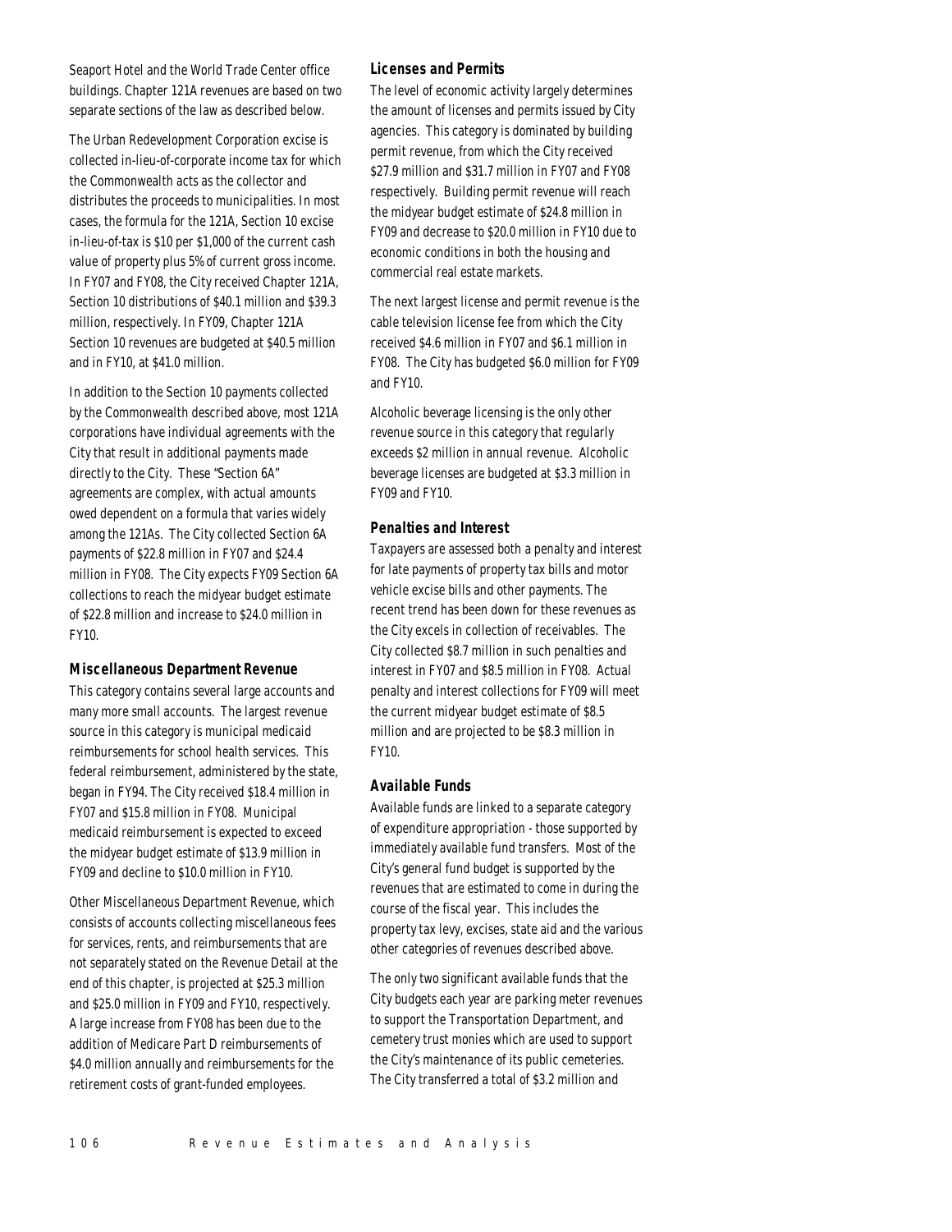Seaport Hotel and the World Trade Center office buildings. Chapter 121A revenues are based on two separate sections of the law as described below.

The Urban Redevelopment Corporation excise is collected in-lieu-of-corporate income tax for which the Commonwealth acts as the collector and distributes the proceeds to municipalities. In most cases, the formula for the 121A, Section 10 excise in-lieu-of-tax is $10 per $1,000 of the current cash value of property plus 5% of current gross income. In FY07 and FY08, the City received Chapter 121A, Section 10 distributions of $40.1 million and $39.3 million, respectively. In FY09, Chapter 121A Section 10 revenues are budgeted at $40.5 million and in FY10, at $41.0 million.

In addition to the Section 10 payments collected by the Commonwealth described above, most 121A corporations have individual agreements with the City that result in additional payments made directly to the City. These "Section 6A" agreements are complex, with actual amounts owed dependent on a formula that varies widely among the 121As. The City collected Section 6A payments of $22.8 million in FY07 and $24.4 million in FY08. The City expects FY09 Section 6A collections to reach the midyear budget estimate of $22.8 million and increase to $24.0 million in FY10.

### Miscellaneous Department Revenue

This category contains several large accounts and many more small accounts. The largest revenue source in this category is municipal medicaid reimbursements for school health services. This federal reimbursement, administered by the state, began in FY94. The City received $18.4 million in FY07 and $15.8 million in FY08. Municipal medicaid reimbursement is expected to exceed the midyear budget estimate of $13.9 million in FY09 and decline to $10.0 million in FY10.

Other Miscellaneous Department Revenue, which consists of accounts collecting miscellaneous fees for services, rents, and reimbursements that are not separately stated on the Revenue Detail at the end of this chapter, is projected at $25.3 million and $25.0 million in FY09 and FY10, respectively. A large increase from FY08 has been due to the addition of Medicare Part D reimbursements of $4.0 million annually and reimbursements for the retirement costs of grant-funded employees.

### Licenses and Permits

The level of economic activity largely determines the amount of licenses and permits issued by City agencies. This category is dominated by building permit revenue, from which the City received $27.9 million and $31.7 million in FY07 and FY08 respectively. Building permit revenue will reach the midyear budget estimate of $24.8 million in FY09 and decrease to $20.0 million in FY10 due to economic conditions in both the housing and commercial real estate markets.

The next largest license and permit revenue is the cable television license fee from which the City received $4.6 million in FY07 and $6.1 million in FY08. The City has budgeted $6.0 million for FY09 and FY10.

Alcoholic beverage licensing is the only other revenue source in this category that regularly exceeds $2 million in annual revenue. Alcoholic beverage licenses are budgeted at $3.3 million in FY09 and FY10.

### Penalties and Interest

Taxpayers are assessed both a penalty and interest for late payments of property tax bills and motor vehicle excise bills and other payments. The recent trend has been down for these revenues as the City excels in collection of receivables. The City collected $8.7 million in such penalties and interest in FY07 and $8.5 million in FY08. Actual penalty and interest collections for FY09 will meet the current midyear budget estimate of $8.5 million and are projected to be $8.3 million in FY10.

### Available Funds

Available funds are linked to a separate category of expenditure appropriation - those supported by immediately available fund transfers. Most of the City's general fund budget is supported by the revenues that are estimated to come in during the course of the fiscal year. This includes the property tax levy, excises, state aid and the various other categories of revenues described above.

The only two significant available funds that the City budgets each year are parking meter revenues to support the Transportation Department, and cemetery trust monies which are used to support the City's maintenance of its public cemeteries. The City transferred a total of $3.2 million and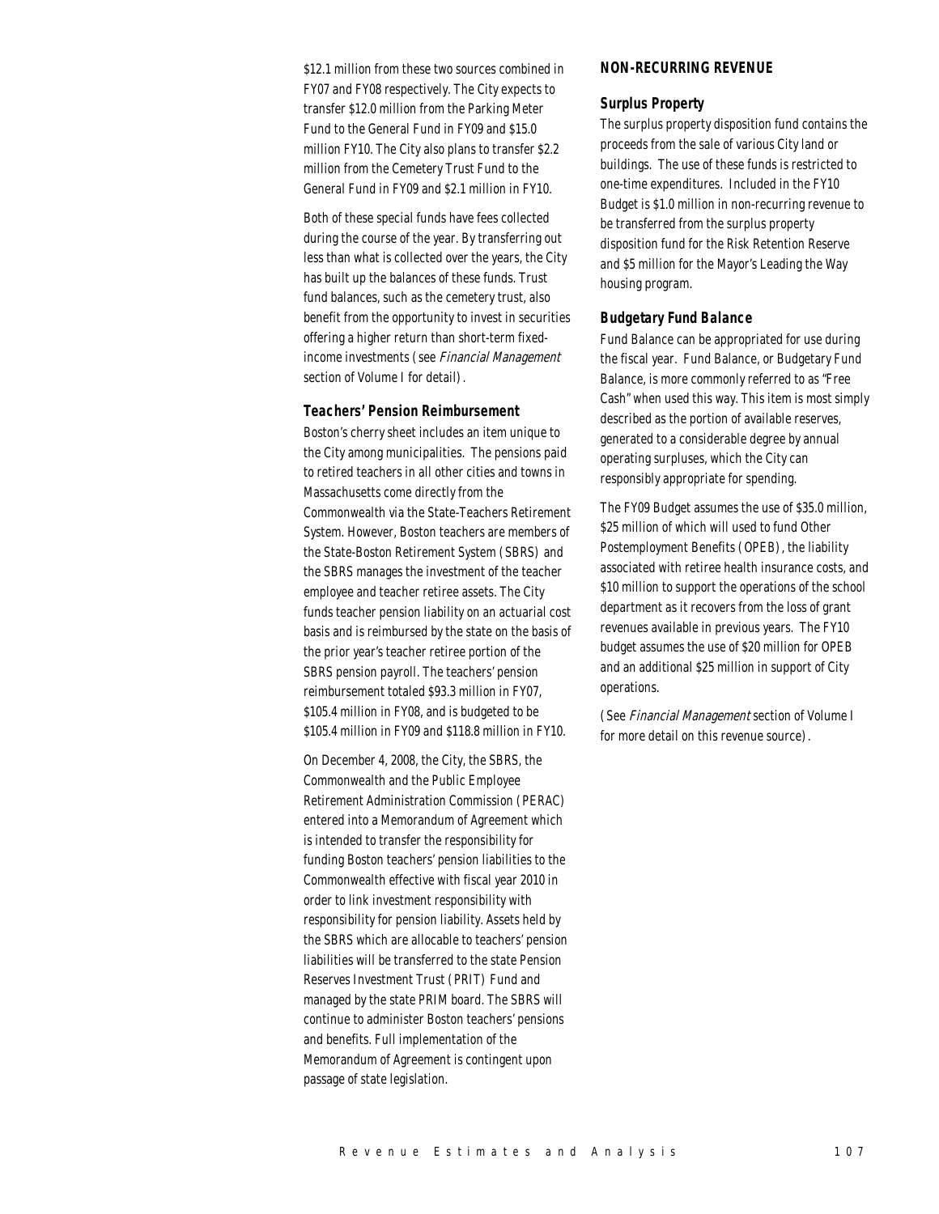$12.1 million from these two sources combined in FY07 and FY08 respectively. The City expects to transfer $12.0 million from the Parking Meter Fund to the General Fund in FY09 and $15.0 million FY10. The City also plans to transfer $2.2 million from the Cemetery Trust Fund to the General Fund in FY09 and $2.1 million in FY10.

Both of these special funds have fees collected during the course of the year. By transferring out less than what is collected over the years, the City has built up the balances of these funds. Trust fund balances, such as the cemetery trust, also benefit from the opportunity to invest in securities offering a higher return than short-term fixed-income investments (see *Financial Management* section of Volume I for detail).

### Teachers' Pension Reimbursement

Boston's cherry sheet includes an item unique to the City among municipalities. The pensions paid to retired teachers in all other cities and towns in Massachusetts come directly from the Commonwealth via the State-Teachers Retirement System. However, Boston teachers are members of the State-Boston Retirement System (SBRS) and the SBRS manages the investment of the teacher employee and teacher retiree assets. The City funds teacher pension liability on an actuarial cost basis and is reimbursed by the state on the basis of the prior year's teacher retiree portion of the SBRS pension payroll. The teachers' pension reimbursement totaled $93.3 million in FY07, $105.4 million in FY08, and is budgeted to be $105.4 million in FY09 and $118.8 million in FY10.

On December 4, 2008, the City, the SBRS, the Commonwealth and the Public Employee Retirement Administration Commission (PERAC) entered into a Memorandum of Agreement which is intended to transfer the responsibility for funding Boston teachers' pension liabilities to the Commonwealth effective with fiscal year 2010 in order to link investment responsibility with responsibility for pension liability. Assets held by the SBRS which are allocable to teachers' pension liabilities will be transferred to the state Pension Reserves Investment Trust (PRIT) Fund and managed by the state PRIM board. The SBRS will continue to administer Boston teachers' pensions and benefits. Full implementation of the Memorandum of Agreement is contingent upon passage of state legislation.

## NON-RECURRING REVENUE

### Surplus Property

The surplus property disposition fund contains the proceeds from the sale of various City land or buildings. The use of these funds is restricted to one-time expenditures. Included in the FY10 Budget is $1.0 million in non-recurring revenue to be transferred from the surplus property disposition fund for the Risk Retention Reserve and $5 million for the Mayor's Leading the Way housing program.

### Budgetary Fund Balance

Fund Balance can be appropriated for use during the fiscal year. Fund Balance, or Budgetary Fund Balance, is more commonly referred to as "Free Cash" when used this way. This item is most simply described as the portion of available reserves, generated to a considerable degree by annual operating surpluses, which the City can responsibly appropriate for spending.

The FY09 Budget assumes the use of $35.0 million, $25 million of which will used to fund Other Postemployment Benefits (OPEB), the liability associated with retiree health insurance costs, and $10 million to support the operations of the school department as it recovers from the loss of grant revenues available in previous years. The FY10 budget assumes the use of $20 million for OPEB and an additional $25 million in support of City operations.

(See *Financial Management* section of Volume I for more detail on this revenue source).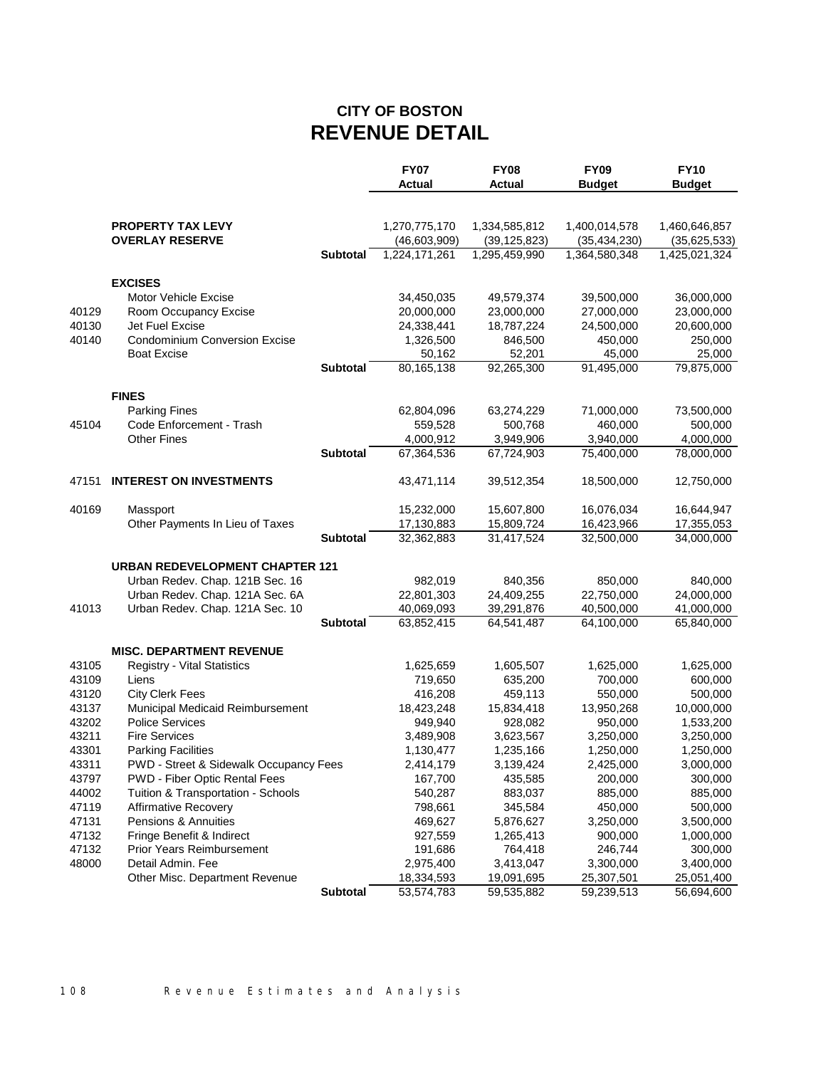# CITY OF BOSTON
# REVENUE DETAIL

| | | | FY07 Actual | FY08 Actual | FY09 Budget | FY10 Budget |
|---|---|---|---|---|---|---|
| | **PROPERTY TAX LEVY** | | 1,270,775,170 | 1,334,585,812 | 1,400,014,578 | 1,460,646,857 |
| | **OVERLAY RESERVE** | | (46,603,909) | (39,125,823) | (35,434,230) | (35,625,533) |
| | | **Subtotal** | 1,224,171,261 | 1,295,459,990 | 1,364,580,348 | 1,425,021,324 |
| | **EXCISES** | | | | | |
| | Motor Vehicle Excise | | 34,450,035 | 49,579,374 | 39,500,000 | 36,000,000 |
| 40129 | Room Occupancy Excise | | 20,000,000 | 23,000,000 | 27,000,000 | 23,000,000 |
| 40130 | Jet Fuel Excise | | 24,338,441 | 18,787,224 | 24,500,000 | 20,600,000 |
| 40140 | Condominium Conversion Excise | | 1,326,500 | 846,500 | 450,000 | 250,000 |
| | Boat Excise | | 50,162 | 52,201 | 45,000 | 25,000 |
| | | **Subtotal** | 80,165,138 | 92,265,300 | 91,495,000 | 79,875,000 |
| | **FINES** | | | | | |
| | Parking Fines | | 62,804,096 | 63,274,229 | 71,000,000 | 73,500,000 |
| 45104 | Code Enforcement - Trash | | 559,528 | 500,768 | 460,000 | 500,000 |
| | Other Fines | | 4,000,912 | 3,949,906 | 3,940,000 | 4,000,000 |
| | | **Subtotal** | 67,364,536 | 67,724,903 | 75,400,000 | 78,000,000 |
| 47151 | **INTEREST ON INVESTMENTS** | | 43,471,114 | 39,512,354 | 18,500,000 | 12,750,000 |
| 40169 | Massport | | 15,232,000 | 15,607,800 | 16,076,034 | 16,644,947 |
| | Other Payments In Lieu of Taxes | | 17,130,883 | 15,809,724 | 16,423,966 | 17,355,053 |
| | | **Subtotal** | 32,362,883 | 31,417,524 | 32,500,000 | 34,000,000 |
| | **URBAN REDEVELOPMENT CHAPTER 121** | | | | | |
| | Urban Redev. Chap. 121B Sec. 16 | | 982,019 | 840,356 | 850,000 | 840,000 |
| | Urban Redev. Chap. 121A Sec. 6A | | 22,801,303 | 24,409,255 | 22,750,000 | 24,000,000 |
| 41013 | Urban Redev. Chap. 121A Sec. 10 | | 40,069,093 | 39,291,876 | 40,500,000 | 41,000,000 |
| | | **Subtotal** | 63,852,415 | 64,541,487 | 64,100,000 | 65,840,000 |
| | **MISC. DEPARTMENT REVENUE** | | | | | |
| 43105 | Registry - Vital Statistics | | 1,625,659 | 1,605,507 | 1,625,000 | 1,625,000 |
| 43109 | Liens | | 719,650 | 635,200 | 700,000 | 600,000 |
| 43120 | City Clerk Fees | | 416,208 | 459,113 | 550,000 | 500,000 |
| 43137 | Municipal Medicaid Reimbursement | | 18,423,248 | 15,834,418 | 13,950,268 | 10,000,000 |
| 43202 | Police Services | | 949,940 | 928,082 | 950,000 | 1,533,200 |
| 43211 | Fire Services | | 3,489,908 | 3,623,567 | 3,250,000 | 3,250,000 |
| 43301 | Parking Facilities | | 1,130,477 | 1,235,166 | 1,250,000 | 1,250,000 |
| 43311 | PWD - Street & Sidewalk Occupancy Fees | | 2,414,179 | 3,139,424 | 2,425,000 | 3,000,000 |
| 43797 | PWD - Fiber Optic Rental Fees | | 167,700 | 435,585 | 200,000 | 300,000 |
| 44002 | Tuition & Transportation - Schools | | 540,287 | 883,037 | 885,000 | 885,000 |
| 47119 | Affirmative Recovery | | 798,661 | 345,584 | 450,000 | 500,000 |
| 47131 | Pensions & Annuities | | 469,627 | 5,876,627 | 3,250,000 | 3,500,000 |
| 47132 | Fringe Benefit & Indirect | | 927,559 | 1,265,413 | 900,000 | 1,000,000 |
| 47132 | Prior Years Reimbursement | | 191,686 | 764,418 | 246,744 | 300,000 |
| 48000 | Detail Admin. Fee | | 2,975,400 | 3,413,047 | 3,300,000 | 3,400,000 |
| | Other Misc. Department Revenue | | 18,334,593 | 19,091,695 | 25,307,501 | 25,051,400 |
| | | **Subtotal** | 53,574,783 | 59,535,882 | 59,239,513 | 56,694,600 |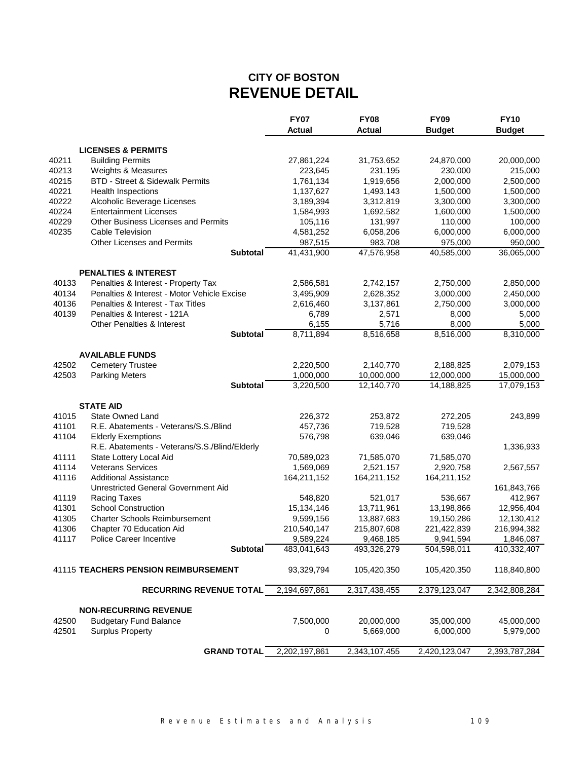# CITY OF BOSTON
## REVENUE DETAIL

| | | FY07 Actual | FY08 Actual | FY09 Budget | FY10 Budget |
|---|---|---|---|---|---|
| | **LICENSES & PERMITS** | | | | |
| 40211 | Building Permits | 27,861,224 | 31,753,652 | 24,870,000 | 20,000,000 |
| 40213 | Weights & Measures | 223,645 | 231,195 | 230,000 | 215,000 |
| 40215 | BTD - Street & Sidewalk Permits | 1,761,134 | 1,919,656 | 2,000,000 | 2,500,000 |
| 40221 | Health Inspections | 1,137,627 | 1,493,143 | 1,500,000 | 1,500,000 |
| 40222 | Alcoholic Beverage Licenses | 3,189,394 | 3,312,819 | 3,300,000 | 3,300,000 |
| 40224 | Entertainment Licenses | 1,584,993 | 1,692,582 | 1,600,000 | 1,500,000 |
| 40229 | Other Business Licenses and Permits | 105,116 | 131,997 | 110,000 | 100,000 |
| 40235 | Cable Television | 4,581,252 | 6,058,206 | 6,000,000 | 6,000,000 |
| | Other Licenses and Permits | 987,515 | 983,708 | 975,000 | 950,000 |
| | **Subtotal** | 41,431,900 | 47,576,958 | 40,585,000 | 36,065,000 |
| | **PENALTIES & INTEREST** | | | | |
| 40133 | Penalties & Interest - Property Tax | 2,586,581 | 2,742,157 | 2,750,000 | 2,850,000 |
| 40134 | Penalties & Interest - Motor Vehicle Excise | 3,495,909 | 2,628,352 | 3,000,000 | 2,450,000 |
| 40136 | Penalties & Interest - Tax Titles | 2,616,460 | 3,137,861 | 2,750,000 | 3,000,000 |
| 40139 | Penalties & Interest - 121A | 6,789 | 2,571 | 8,000 | 5,000 |
| | Other Penalties & Interest | 6,155 | 5,716 | 8,000 | 5,000 |
| | **Subtotal** | 8,711,894 | 8,516,658 | 8,516,000 | 8,310,000 |
| | **AVAILABLE FUNDS** | | | | |
| 42502 | Cemetery Trustee | 2,220,500 | 2,140,770 | 2,188,825 | 2,079,153 |
| 42503 | Parking Meters | 1,000,000 | 10,000,000 | 12,000,000 | 15,000,000 |
| | **Subtotal** | 3,220,500 | 12,140,770 | 14,188,825 | 17,079,153 |
| | **STATE AID** | | | | |
| 41015 | State Owned Land | 226,372 | 253,872 | 272,205 | 243,899 |
| 41101 | R.E. Abatements - Veterans/S.S./Blind | 457,736 | 719,528 | 719,528 | |
| 41104 | Elderly Exemptions | 576,798 | 639,046 | 639,046 | |
| | R.E. Abatements - Veterans/S.S./Blind/Elderly | | | | 1,336,933 |
| 41111 | State Lottery Local Aid | 70,589,023 | 71,585,070 | 71,585,070 | |
| 41114 | Veterans Services | 1,569,069 | 2,521,157 | 2,920,758 | 2,567,557 |
| 41116 | Additional Assistance | 164,211,152 | 164,211,152 | 164,211,152 | |
| | Unrestricted General Government Aid | | | | 161,843,766 |
| 41119 | Racing Taxes | 548,820 | 521,017 | 536,667 | 412,967 |
| 41301 | School Construction | 15,134,146 | 13,711,961 | 13,198,866 | 12,956,404 |
| 41305 | Charter Schools Reimbursement | 9,599,156 | 13,887,683 | 19,150,286 | 12,130,412 |
| 41306 | Chapter 70 Education Aid | 210,540,147 | 215,807,608 | 221,422,839 | 216,994,382 |
| 41117 | Police Career Incentive | 9,589,224 | 9,468,185 | 9,941,594 | 1,846,087 |
| | **Subtotal** | 483,041,643 | 493,326,279 | 504,598,011 | 410,332,407 |
| 41115 | **TEACHERS PENSION REIMBURSEMENT** | 93,329,794 | 105,420,350 | 105,420,350 | 118,840,800 |
| | **RECURRING REVENUE TOTAL** | 2,194,697,861 | 2,317,438,455 | 2,379,123,047 | 2,342,808,284 |
| | **NON-RECURRING REVENUE** | | | | |
| 42500 | Budgetary Fund Balance | 7,500,000 | 20,000,000 | 35,000,000 | 45,000,000 |
| 42501 | Surplus Property | 0 | 5,669,000 | 6,000,000 | 5,979,000 |
| | **GRAND TOTAL** | 2,202,197,861 | 2,343,107,455 | 2,420,123,047 | 2,393,787,284 |